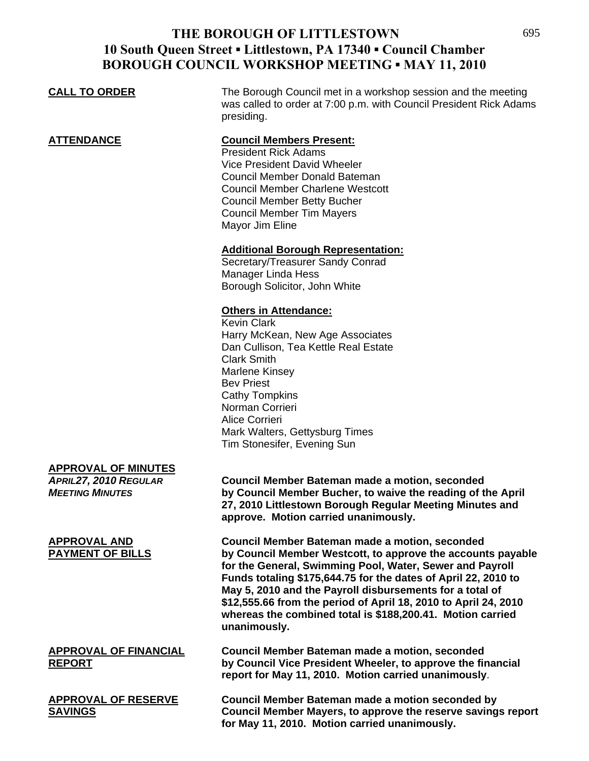# THE BOROUGH OF LITTLESTOWN
## 10 South Queen Street ▪ Littlestown, PA 17340 ▪ Council Chamber
## BOROUGH COUNCIL WORKSHOP MEETING ▪ MAY 11, 2010

**CALL TO ORDER**

The Borough Council met in a workshop session and the meeting was called to order at 7:00 p.m. with Council President Rick Adams presiding.

**ATTENDANCE**

**Council Members Present:**
President Rick Adams
Vice President David Wheeler
Council Member Donald Bateman
Council Member Charlene Westcott
Council Member Betty Bucher
Council Member Tim Mayers
Mayor Jim Eline

**Additional Borough Representation:**
Secretary/Treasurer Sandy Conrad
Manager Linda Hess
Borough Solicitor, John White

**Others in Attendance:**
Kevin Clark
Harry McKean, New Age Associates
Dan Cullison, Tea Kettle Real Estate
Clark Smith
Marlene Kinsey
Bev Priest
Cathy Tompkins
Norman Corrieri
Alice Corrieri
Mark Walters, Gettysburg Times
Tim Stonesifer, Evening Sun

**APPROVAL OF MINUTES**

***APRIL27, 2010 REGULAR MEETING MINUTES***

**Council Member Bateman made a motion, seconded by Council Member Bucher, to waive the reading of the April 27, 2010 Littlestown Borough Regular Meeting Minutes and approve. Motion carried unanimously.**

**APPROVAL AND PAYMENT OF BILLS**

**Council Member Bateman made a motion, seconded by Council Member Westcott, to approve the accounts payable for the General, Swimming Pool, Water, Sewer and Payroll Funds totaling $175,644.75 for the dates of April 22, 2010 to May 5, 2010 and the Payroll disbursements for a total of $12,555.66 from the period of April 18, 2010 to April 24, 2010 whereas the combined total is $188,200.41. Motion carried unanimously.**

**APPROVAL OF FINANCIAL REPORT**

**Council Member Bateman made a motion, seconded by Council Vice President Wheeler, to approve the financial report for May 11, 2010. Motion carried unanimously**.

**APPROVAL OF RESERVE SAVINGS**

**Council Member Bateman made a motion seconded by Council Member Mayers, to approve the reserve savings report for May 11, 2010. Motion carried unanimously.**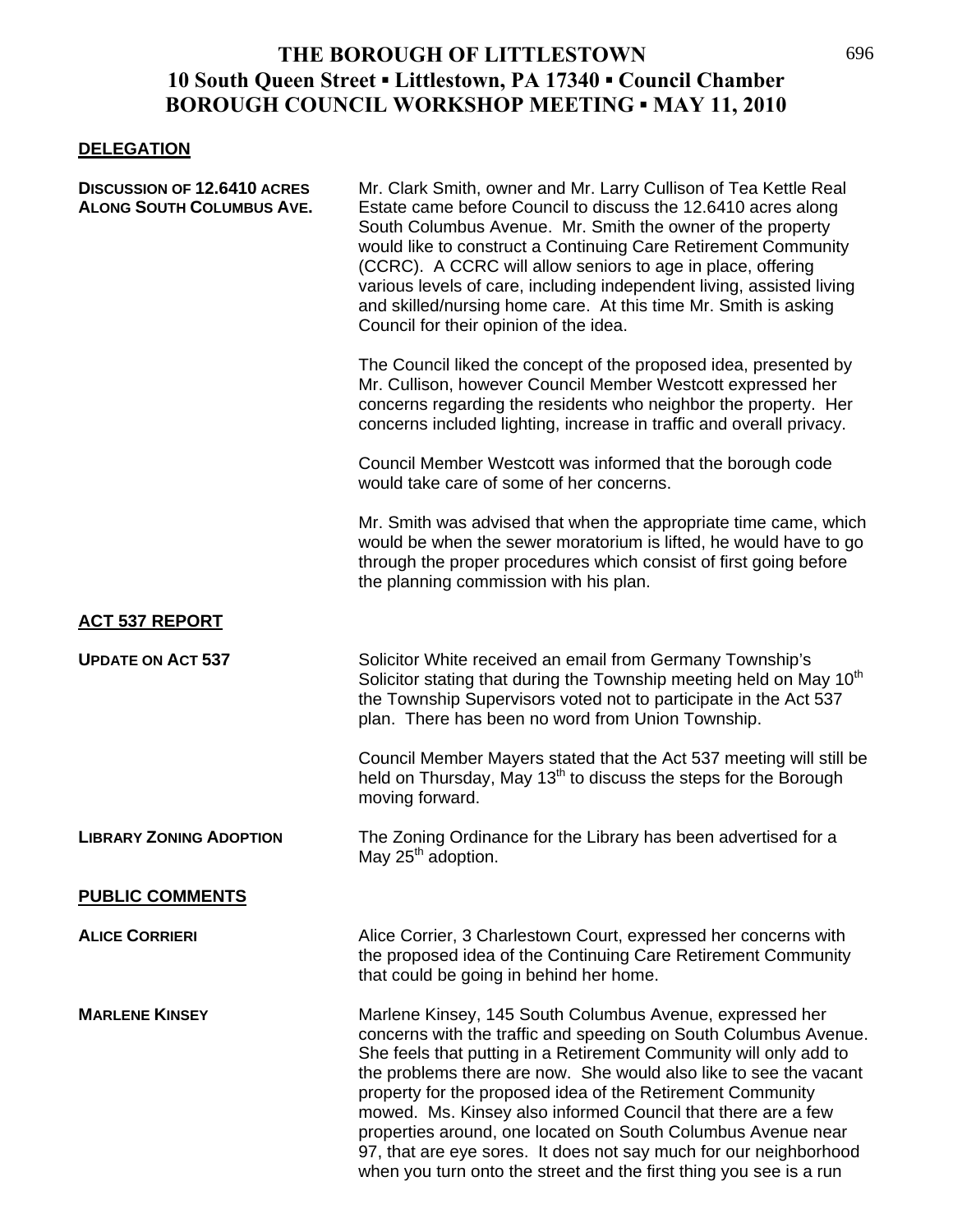# THE BOROUGH OF LITTLESTOWN
## 10 South Queen Street ▪ Littlestown, PA 17340 ▪ Council Chamber
## BOROUGH COUNCIL WORKSHOP MEETING ▪ MAY 11, 2010

### DELEGATION

**DISCUSSION OF 12.6410 ACRES ALONG SOUTH COLUMBUS AVE.**

Mr. Clark Smith, owner and Mr. Larry Cullison of Tea Kettle Real Estate came before Council to discuss the 12.6410 acres along South Columbus Avenue. Mr. Smith the owner of the property would like to construct a Continuing Care Retirement Community (CCRC). A CCRC will allow seniors to age in place, offering various levels of care, including independent living, assisted living and skilled/nursing home care. At this time Mr. Smith is asking Council for their opinion of the idea.

The Council liked the concept of the proposed idea, presented by Mr. Cullison, however Council Member Westcott expressed her concerns regarding the residents who neighbor the property. Her concerns included lighting, increase in traffic and overall privacy.

Council Member Westcott was informed that the borough code would take care of some of her concerns.

Mr. Smith was advised that when the appropriate time came, which would be when the sewer moratorium is lifted, he would have to go through the proper procedures which consist of first going before the planning commission with his plan.

### ACT 537 REPORT

**UPDATE ON ACT 537**

Solicitor White received an email from Germany Township's Solicitor stating that during the Township meeting held on May 10th the Township Supervisors voted not to participate in the Act 537 plan. There has been no word from Union Township.

Council Member Mayers stated that the Act 537 meeting will still be held on Thursday, May 13th to discuss the steps for the Borough moving forward.

**LIBRARY ZONING ADOPTION**

The Zoning Ordinance for the Library has been advertised for a May 25th adoption.

### PUBLIC COMMENTS

**ALICE CORRIERI**

Alice Corrier, 3 Charlestown Court, expressed her concerns with the proposed idea of the Continuing Care Retirement Community that could be going in behind her home.

**MARLENE KINSEY**

Marlene Kinsey, 145 South Columbus Avenue, expressed her concerns with the traffic and speeding on South Columbus Avenue. She feels that putting in a Retirement Community will only add to the problems there are now. She would also like to see the vacant property for the proposed idea of the Retirement Community mowed. Ms. Kinsey also informed Council that there are a few properties around, one located on South Columbus Avenue near 97, that are eye sores. It does not say much for our neighborhood when you turn onto the street and the first thing you see is a run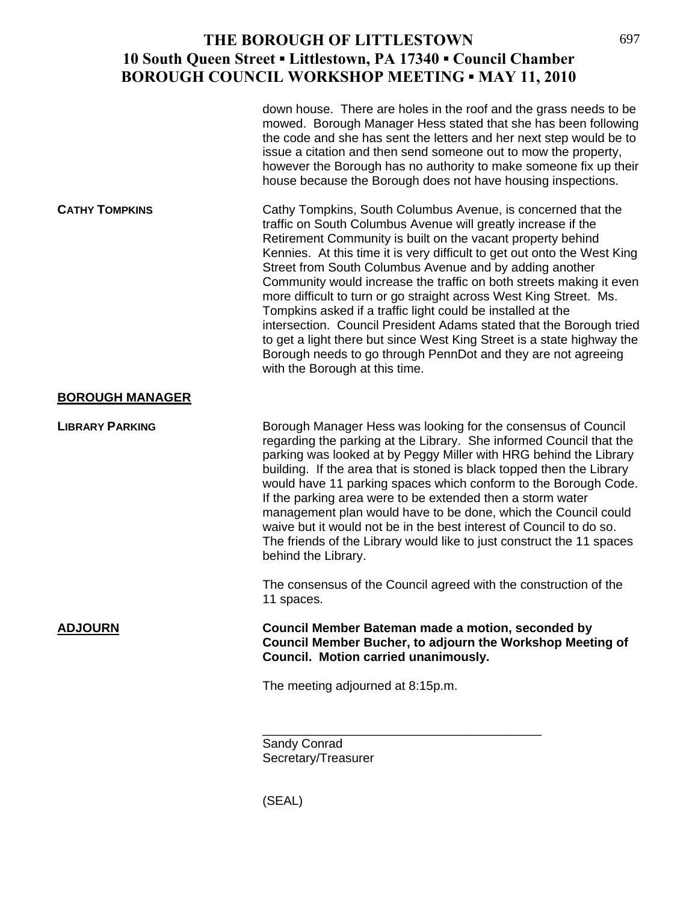down house. There are holes in the roof and the grass needs to be mowed. Borough Manager Hess stated that she has been following the code and she has sent the letters and her next step would be to issue a citation and then send someone out to mow the property, however the Borough has no authority to make someone fix up their house because the Borough does not have housing inspections.

**CATHY TOMPKINS**

Cathy Tompkins, South Columbus Avenue, is concerned that the traffic on South Columbus Avenue will greatly increase if the Retirement Community is built on the vacant property behind Kennies. At this time it is very difficult to get out onto the West King Street from South Columbus Avenue and by adding another Community would increase the traffic on both streets making it even more difficult to turn or go straight across West King Street. Ms. Tompkins asked if a traffic light could be installed at the intersection. Council President Adams stated that the Borough tried to get a light there but since West King Street is a state highway the Borough needs to go through PennDot and they are not agreeing with the Borough at this time.

## BOROUGH MANAGER

**LIBRARY PARKING**

Borough Manager Hess was looking for the consensus of Council regarding the parking at the Library. She informed Council that the parking was looked at by Peggy Miller with HRG behind the Library building. If the area that is stoned is black topped then the Library would have 11 parking spaces which conform to the Borough Code. If the parking area were to be extended then a storm water management plan would have to be done, which the Council could waive but it would not be in the best interest of Council to do so. The friends of the Library would like to just construct the 11 spaces behind the Library.

The consensus of the Council agreed with the construction of the 11 spaces.

## ADJOURN

**Council Member Bateman made a motion, seconded by Council Member Bucher, to adjourn the Workshop Meeting of Council. Motion carried unanimously.**

The meeting adjourned at 8:15p.m.

\_\_\_\_\_\_\_\_\_\_\_\_\_\_\_\_\_\_\_\_\_\_\_\_\_\_\_\_\_\_\_\_\_\_\_\_\_\_\_\_

Sandy Conrad
Secretary/Treasurer

(SEAL)